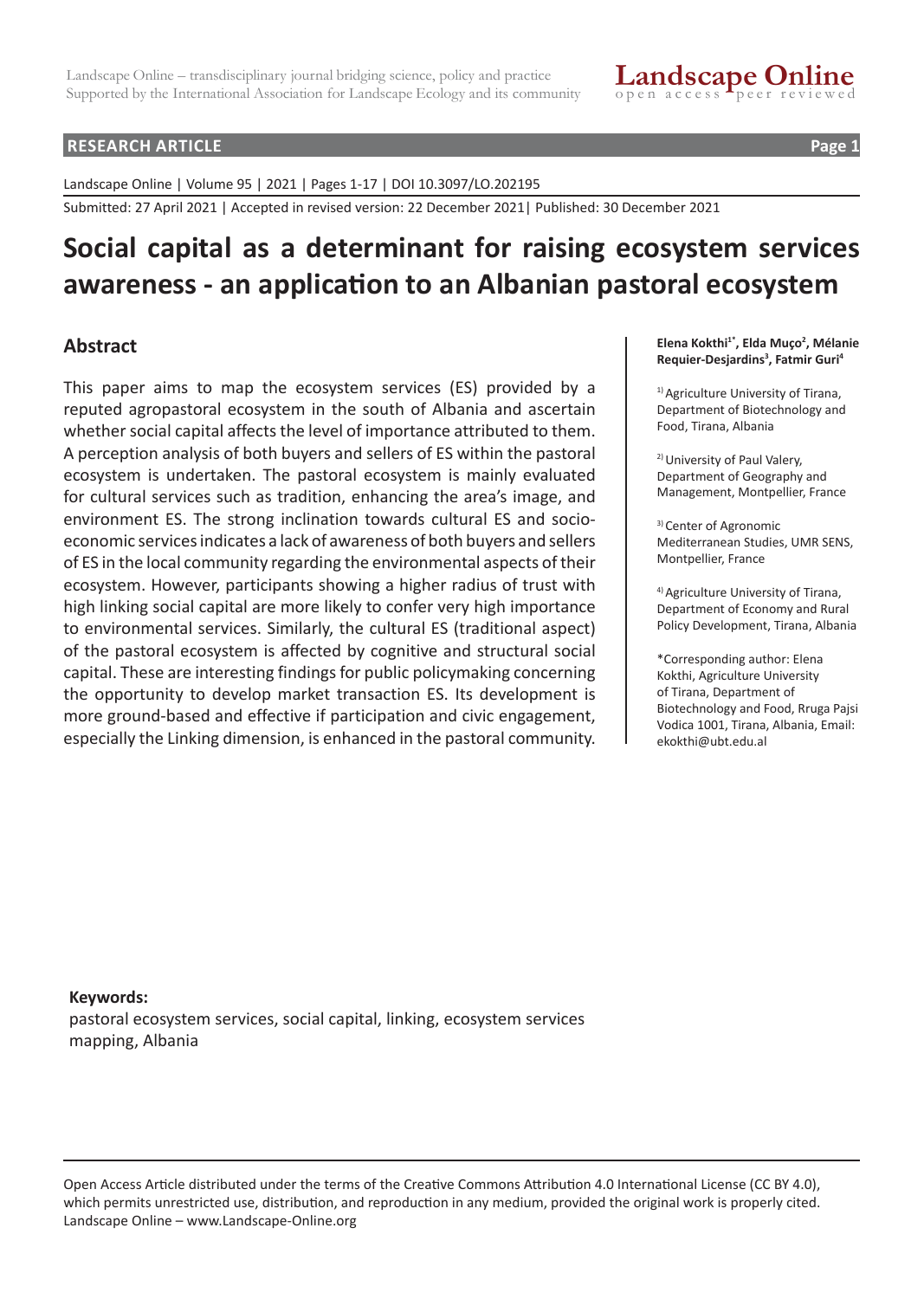RESEARCH ARTICLE

Landscape Online | Volume 95 | 2021 | Pages 1-17 | DOI 10.3097/LO.202195

Submitted: 27 April 2021 | Accepted in revised version: 22 December 2021| Published: 30 December 2021

# Social capital as a determinant for raising ecosystem services awareness - an application to an Albanian pastoral ecosystem

**Elena Kokthi[1*], Elda Muço[2], Mélanie Requier-Desjardins[3], Fatmir Guri[4]**

[1] Agriculture University of Tirana, Department of Biotechnology and Food, Tirana, Albania

[2] University of Paul Valery, Department of Geography and Management, Montpellier, France

[3] Center of Agronomic Mediterranean Studies, UMR SENS, Montpellier, France

[4] Agriculture University of Tirana, Department of Economy and Rural Policy Development, Tirana, Albania

*Corresponding author: Elena Kokthi, Agriculture University of Tirana, Department of Biotechnology and Food, Rruga Pajsi Vodica 1001, Tirana, Albania, Email: ekokthi@ubt.edu.al

## Abstract

This paper aims to map the ecosystem services (ES) provided by a reputed agropastoral ecosystem in the south of Albania and ascertain whether social capital affects the level of importance attributed to them. A perception analysis of both buyers and sellers of ES within the pastoral ecosystem is undertaken. The pastoral ecosystem is mainly evaluated for cultural services such as tradition, enhancing the area's image, and environment ES. The strong inclination towards cultural ES and socio-economic services indicates a lack of awareness of both buyers and sellers of ES in the local community regarding the environmental aspects of their ecosystem. However, participants showing a higher radius of trust with high linking social capital are more likely to confer very high importance to environmental services. Similarly, the cultural ES (traditional aspect) of the pastoral ecosystem is affected by cognitive and structural social capital. These are interesting findings for public policymaking concerning the opportunity to develop market transaction ES. Its development is more ground-based and effective if participation and civic engagement, especially the Linking dimension, is enhanced in the pastoral community.

**Keywords:**
pastoral ecosystem services, social capital, linking, ecosystem services mapping, Albania

Open Access Article distributed under the terms of the Creative Commons Attribution 4.0 International License (CC BY 4.0), which permits unrestricted use, distribution, and reproduction in any medium, provided the original work is properly cited.
Landscape Online – www.Landscape-Online.org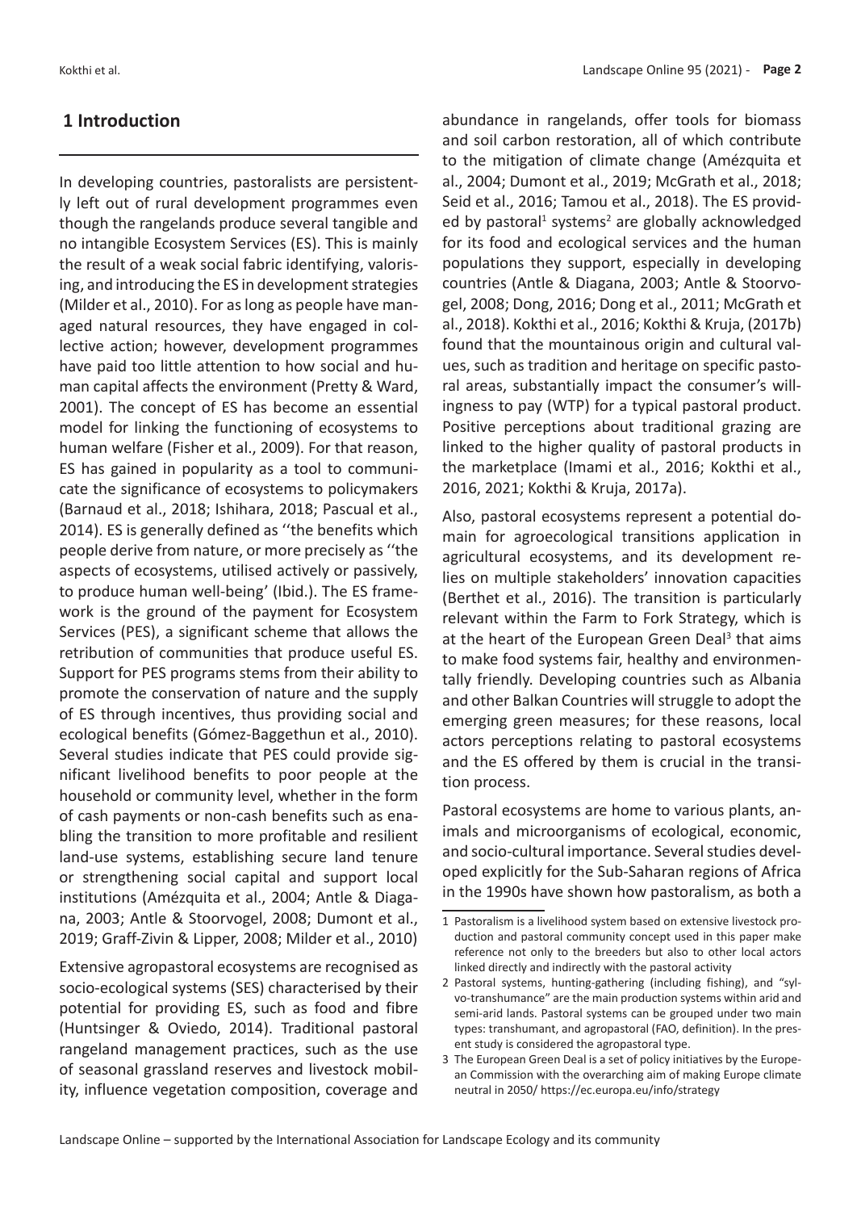## 1 Introduction

In developing countries, pastoralists are persistently left out of rural development programmes even though the rangelands produce several tangible and no intangible Ecosystem Services (ES). This is mainly the result of a weak social fabric identifying, valorising, and introducing the ES in development strategies (Milder et al., 2010). For as long as people have managed natural resources, they have engaged in collective action; however, development programmes have paid too little attention to how social and human capital affects the environment (Pretty & Ward, 2001). The concept of ES has become an essential model for linking the functioning of ecosystems to human welfare (Fisher et al., 2009). For that reason, ES has gained in popularity as a tool to communicate the significance of ecosystems to policymakers (Barnaud et al., 2018; Ishihara, 2018; Pascual et al., 2014). ES is generally defined as ''the benefits which people derive from nature, or more precisely as ''the aspects of ecosystems, utilised actively or passively, to produce human well-being' (Ibid.). The ES framework is the ground of the payment for Ecosystem Services (PES), a significant scheme that allows the retribution of communities that produce useful ES. Support for PES programs stems from their ability to promote the conservation of nature and the supply of ES through incentives, thus providing social and ecological benefits (Gómez-Baggethun et al., 2010). Several studies indicate that PES could provide significant livelihood benefits to poor people at the household or community level, whether in the form of cash payments or non-cash benefits such as enabling the transition to more profitable and resilient land-use systems, establishing secure land tenure or strengthening social capital and support local institutions (Amézquita et al., 2004; Antle & Diagana, 2003; Antle & Stoorvogel, 2008; Dumont et al., 2019; Graff-Zivin & Lipper, 2008; Milder et al., 2010)

Extensive agropastoral ecosystems are recognised as socio-ecological systems (SES) characterised by their potential for providing ES, such as food and fibre (Huntsinger & Oviedo, 2014). Traditional pastoral rangeland management practices, such as the use of seasonal grassland reserves and livestock mobility, influence vegetation composition, coverage and abundance in rangelands, offer tools for biomass and soil carbon restoration, all of which contribute to the mitigation of climate change (Amézquita et al., 2004; Dumont et al., 2019; McGrath et al., 2018; Seid et al., 2016; Tamou et al., 2018). The ES provided by pastoral[1] systems[2] are globally acknowledged for its food and ecological services and the human populations they support, especially in developing countries (Antle & Diagana, 2003; Antle & Stoorvogel, 2008; Dong, 2016; Dong et al., 2011; McGrath et al., 2018). Kokthi et al., 2016; Kokthi & Kruja, (2017b) found that the mountainous origin and cultural values, such as tradition and heritage on specific pastoral areas, substantially impact the consumer's willingness to pay (WTP) for a typical pastoral product. Positive perceptions about traditional grazing are linked to the higher quality of pastoral products in the marketplace (Imami et al., 2016; Kokthi et al., 2016, 2021; Kokthi & Kruja, 2017a).

Also, pastoral ecosystems represent a potential domain for agroecological transitions application in agricultural ecosystems, and its development relies on multiple stakeholders' innovation capacities (Berthet et al., 2016). The transition is particularly relevant within the Farm to Fork Strategy, which is at the heart of the European Green Deal[3] that aims to make food systems fair, healthy and environmentally friendly. Developing countries such as Albania and other Balkan Countries will struggle to adopt the emerging green measures; for these reasons, local actors perceptions relating to pastoral ecosystems and the ES offered by them is crucial in the transition process.

Pastoral ecosystems are home to various plants, animals and microorganisms of ecological, economic, and socio-cultural importance. Several studies developed explicitly for the Sub-Saharan regions of Africa in the 1990s have shown how pastoralism, as both a

---

1 Pastoralism is a livelihood system based on extensive livestock production and pastoral community concept used in this paper make reference not only to the breeders but also to other local actors linked directly and indirectly with the pastoral activity

2 Pastoral systems, hunting-gathering (including fishing), and "sylvo-transhumance" are the main production systems within arid and semi-arid lands. Pastoral systems can be grouped under two main types: transhumant, and agropastoral (FAO, definition). In the present study is considered the agropastoral type.

3 The European Green Deal is a set of policy initiatives by the European Commission with the overarching aim of making Europe climate neutral in 2050/ https://ec.europa.eu/info/strategy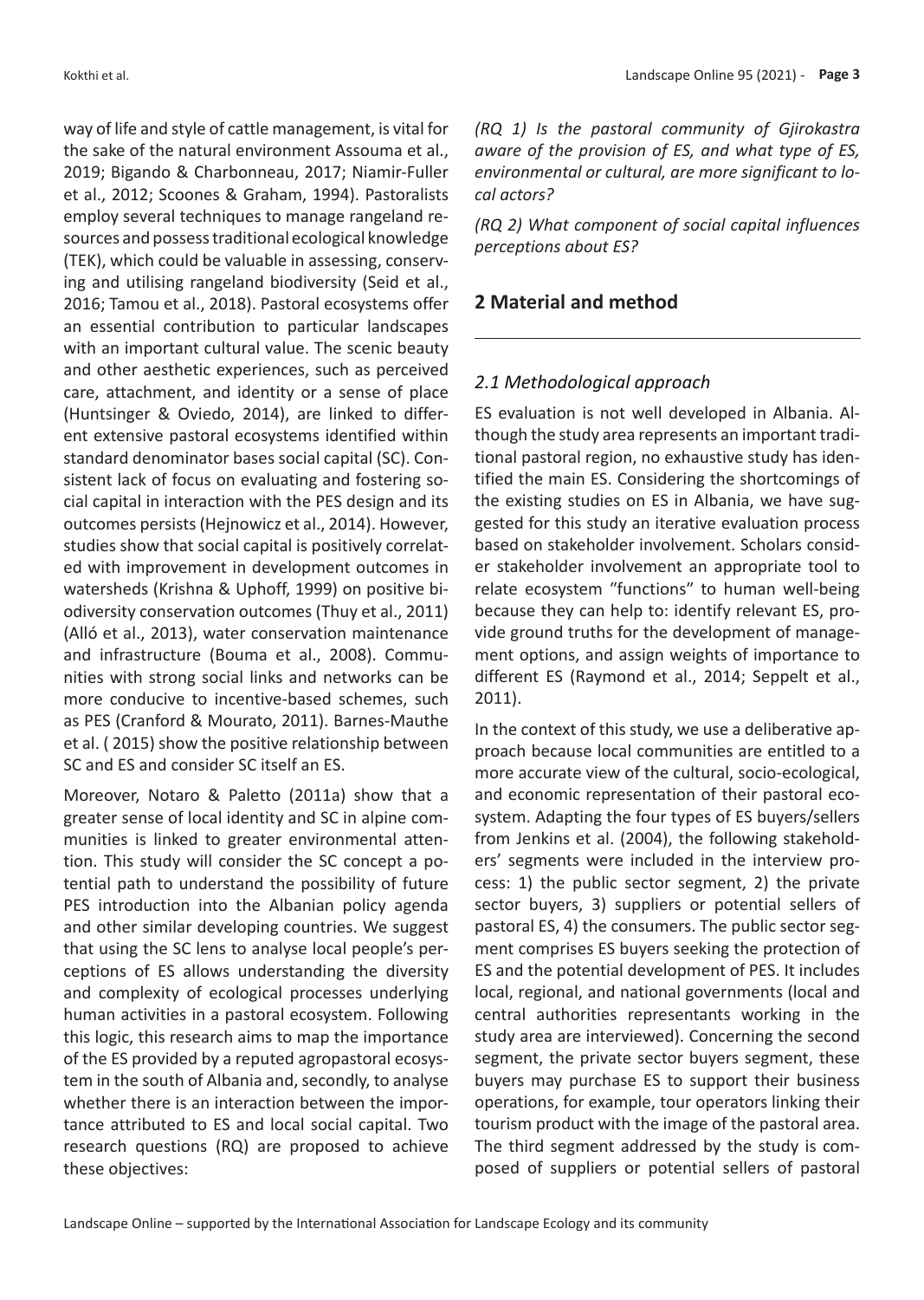way of life and style of cattle management, is vital for the sake of the natural environment Assouma et al., 2019; Bigando & Charbonneau, 2017; Niamir-Fuller et al., 2012; Scoones & Graham, 1994). Pastoralists employ several techniques to manage rangeland resources and possess traditional ecological knowledge (TEK), which could be valuable in assessing, conserving and utilising rangeland biodiversity (Seid et al., 2016; Tamou et al., 2018). Pastoral ecosystems offer an essential contribution to particular landscapes with an important cultural value. The scenic beauty and other aesthetic experiences, such as perceived care, attachment, and identity or a sense of place (Huntsinger & Oviedo, 2014), are linked to different extensive pastoral ecosystems identified within standard denominator bases social capital (SC). Consistent lack of focus on evaluating and fostering social capital in interaction with the PES design and its outcomes persists (Hejnowicz et al., 2014). However, studies show that social capital is positively correlated with improvement in development outcomes in watersheds (Krishna & Uphoff, 1999) on positive biodiversity conservation outcomes (Thuy et al., 2011) (Alló et al., 2013), water conservation maintenance and infrastructure (Bouma et al., 2008). Communities with strong social links and networks can be more conducive to incentive-based schemes, such as PES (Cranford & Mourato, 2011). Barnes-Mauthe et al. ( 2015) show the positive relationship between SC and ES and consider SC itself an ES.

Moreover, Notaro & Paletto (2011a) show that a greater sense of local identity and SC in alpine communities is linked to greater environmental attention. This study will consider the SC concept a potential path to understand the possibility of future PES introduction into the Albanian policy agenda and other similar developing countries. We suggest that using the SC lens to analyse local people's perceptions of ES allows understanding the diversity and complexity of ecological processes underlying human activities in a pastoral ecosystem. Following this logic, this research aims to map the importance of the ES provided by a reputed agropastoral ecosystem in the south of Albania and, secondly, to analyse whether there is an interaction between the importance attributed to ES and local social capital. Two research questions (RQ) are proposed to achieve these objectives:

*(RQ 1) Is the pastoral community of Gjirokastra aware of the provision of ES, and what type of ES, environmental or cultural, are more significant to local actors?*

*(RQ 2) What component of social capital influences perceptions about ES?*

## 2 Material and method

### *2.1 Methodological approach*

ES evaluation is not well developed in Albania. Although the study area represents an important traditional pastoral region, no exhaustive study has identified the main ES. Considering the shortcomings of the existing studies on ES in Albania, we have suggested for this study an iterative evaluation process based on stakeholder involvement. Scholars consider stakeholder involvement an appropriate tool to relate ecosystem "functions" to human well-being because they can help to: identify relevant ES, provide ground truths for the development of management options, and assign weights of importance to different ES (Raymond et al., 2014; Seppelt et al., 2011).

In the context of this study, we use a deliberative approach because local communities are entitled to a more accurate view of the cultural, socio-ecological, and economic representation of their pastoral ecosystem. Adapting the four types of ES buyers/sellers from Jenkins et al. (2004), the following stakeholders' segments were included in the interview process: 1) the public sector segment, 2) the private sector buyers, 3) suppliers or potential sellers of pastoral ES, 4) the consumers. The public sector segment comprises ES buyers seeking the protection of ES and the potential development of PES. It includes local, regional, and national governments (local and central authorities representants working in the study area are interviewed). Concerning the second segment, the private sector buyers segment, these buyers may purchase ES to support their business operations, for example, tour operators linking their tourism product with the image of the pastoral area. The third segment addressed by the study is composed of suppliers or potential sellers of pastoral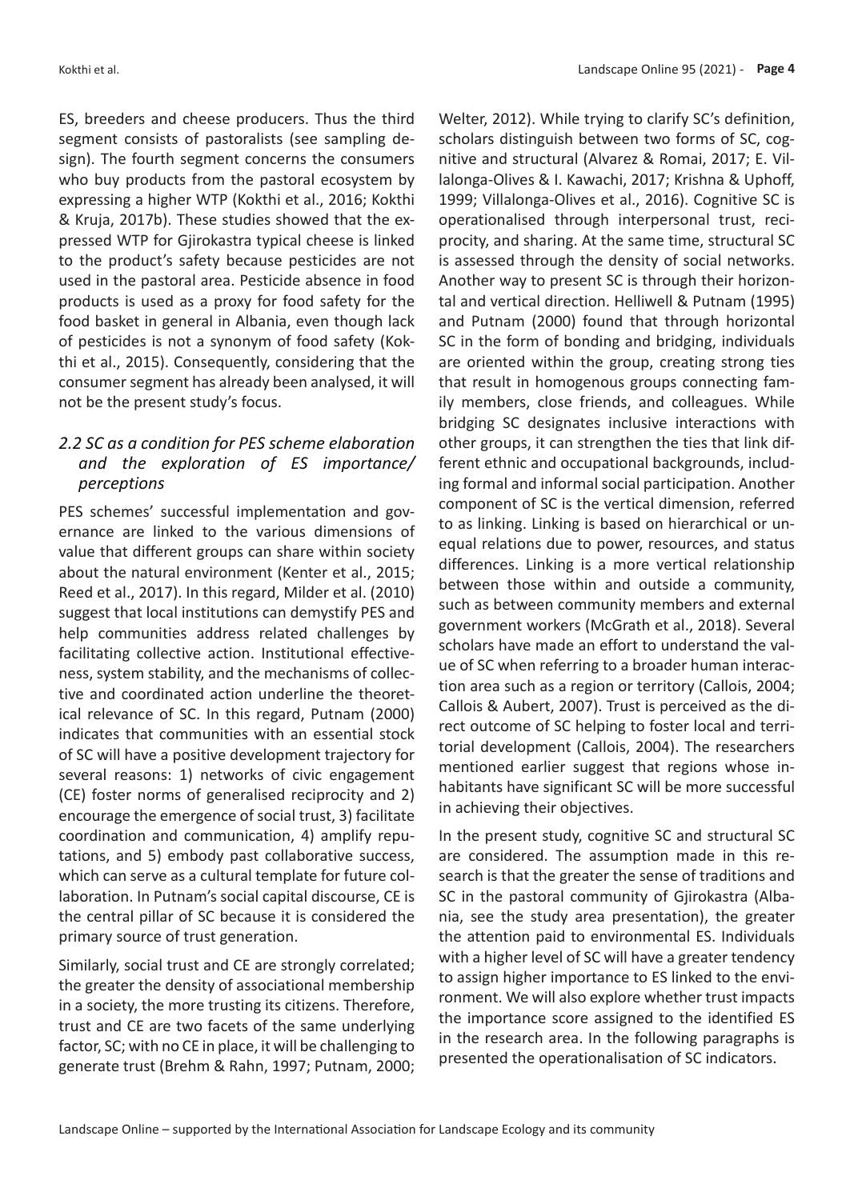ES, breeders and cheese producers. Thus the third segment consists of pastoralists (see sampling design). The fourth segment concerns the consumers who buy products from the pastoral ecosystem by expressing a higher WTP (Kokthi et al., 2016; Kokthi & Kruja, 2017b). These studies showed that the expressed WTP for Gjirokastra typical cheese is linked to the product's safety because pesticides are not used in the pastoral area. Pesticide absence in food products is used as a proxy for food safety for the food basket in general in Albania, even though lack of pesticides is not a synonym of food safety (Kokthi et al., 2015). Consequently, considering that the consumer segment has already been analysed, it will not be the present study's focus.

### *2.2 SC as a condition for PES scheme elaboration and the exploration of ES importance/ perceptions*

PES schemes' successful implementation and governance are linked to the various dimensions of value that different groups can share within society about the natural environment (Kenter et al., 2015; Reed et al., 2017). In this regard, Milder et al. (2010) suggest that local institutions can demystify PES and help communities address related challenges by facilitating collective action. Institutional effectiveness, system stability, and the mechanisms of collective and coordinated action underline the theoretical relevance of SC. In this regard, Putnam (2000) indicates that communities with an essential stock of SC will have a positive development trajectory for several reasons: 1) networks of civic engagement (CE) foster norms of generalised reciprocity and 2) encourage the emergence of social trust, 3) facilitate coordination and communication, 4) amplify reputations, and 5) embody past collaborative success, which can serve as a cultural template for future collaboration. In Putnam's social capital discourse, CE is the central pillar of SC because it is considered the primary source of trust generation.

Similarly, social trust and CE are strongly correlated; the greater the density of associational membership in a society, the more trusting its citizens. Therefore, trust and CE are two facets of the same underlying factor, SC; with no CE in place, it will be challenging to generate trust (Brehm & Rahn, 1997; Putnam, 2000; Welter, 2012). While trying to clarify SC's definition, scholars distinguish between two forms of SC, cognitive and structural (Alvarez & Romai, 2017; E. Villalonga-Olives & I. Kawachi, 2017; Krishna & Uphoff, 1999; Villalonga-Olives et al., 2016). Cognitive SC is operationalised through interpersonal trust, reciprocity, and sharing. At the same time, structural SC is assessed through the density of social networks. Another way to present SC is through their horizontal and vertical direction. Helliwell & Putnam (1995) and Putnam (2000) found that through horizontal SC in the form of bonding and bridging, individuals are oriented within the group, creating strong ties that result in homogenous groups connecting family members, close friends, and colleagues. While bridging SC designates inclusive interactions with other groups, it can strengthen the ties that link different ethnic and occupational backgrounds, including formal and informal social participation. Another component of SC is the vertical dimension, referred to as linking. Linking is based on hierarchical or unequal relations due to power, resources, and status differences. Linking is a more vertical relationship between those within and outside a community, such as between community members and external government workers (McGrath et al., 2018). Several scholars have made an effort to understand the value of SC when referring to a broader human interaction area such as a region or territory (Callois, 2004; Callois & Aubert, 2007). Trust is perceived as the direct outcome of SC helping to foster local and territorial development (Callois, 2004). The researchers mentioned earlier suggest that regions whose inhabitants have significant SC will be more successful in achieving their objectives.

In the present study, cognitive SC and structural SC are considered. The assumption made in this research is that the greater the sense of traditions and SC in the pastoral community of Gjirokastra (Albania, see the study area presentation), the greater the attention paid to environmental ES. Individuals with a higher level of SC will have a greater tendency to assign higher importance to ES linked to the environment. We will also explore whether trust impacts the importance score assigned to the identified ES in the research area. In the following paragraphs is presented the operationalisation of SC indicators.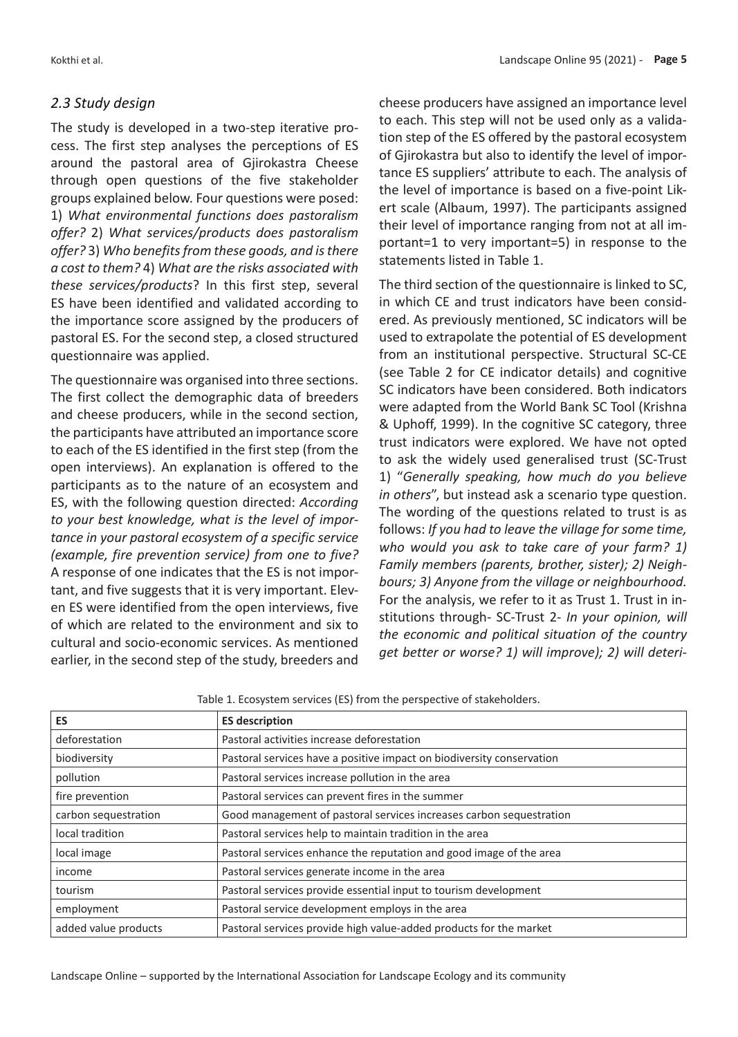### *2.3 Study design*

The study is developed in a two-step iterative process. The first step analyses the perceptions of ES around the pastoral area of Gjirokastra Cheese through open questions of the five stakeholder groups explained below. Four questions were posed: 1) *What environmental functions does pastoralism offer?* 2) *What services/products does pastoralism offer?* 3) *Who benefits from these goods, and is there a cost to them?* 4) *What are the risks associated with these services/products*? In this first step, several ES have been identified and validated according to the importance score assigned by the producers of pastoral ES. For the second step, a closed structured questionnaire was applied.

The questionnaire was organised into three sections. The first collect the demographic data of breeders and cheese producers, while in the second section, the participants have attributed an importance score to each of the ES identified in the first step (from the open interviews). An explanation is offered to the participants as to the nature of an ecosystem and ES, with the following question directed: *According to your best knowledge, what is the level of importance in your pastoral ecosystem of a specific service (example, fire prevention service) from one to five?* A response of one indicates that the ES is not important, and five suggests that it is very important. Eleven ES were identified from the open interviews, five of which are related to the environment and six to cultural and socio-economic services. As mentioned earlier, in the second step of the study, breeders and cheese producers have assigned an importance level to each. This step will not be used only as a validation step of the ES offered by the pastoral ecosystem of Gjirokastra but also to identify the level of importance ES suppliers' attribute to each. The analysis of the level of importance is based on a five-point Likert scale (Albaum, 1997). The participants assigned their level of importance ranging from not at all important=1 to very important=5) in response to the statements listed in Table 1.

The third section of the questionnaire is linked to SC, in which CE and trust indicators have been considered. As previously mentioned, SC indicators will be used to extrapolate the potential of ES development from an institutional perspective. Structural SC-CE (see Table 2 for CE indicator details) and cognitive SC indicators have been considered. Both indicators were adapted from the World Bank SC Tool (Krishna & Uphoff, 1999). In the cognitive SC category, three trust indicators were explored. We have not opted to ask the widely used generalised trust (SC-Trust 1) "*Generally speaking, how much do you believe in others*", but instead ask a scenario type question. The wording of the questions related to trust is as follows: *If you had to leave the village for some time, who would you ask to take care of your farm? 1) Family members (parents, brother, sister); 2) Neighbours; 3) Anyone from the village or neighbourhood.* For the analysis, we refer to it as Trust 1. Trust in institutions through- SC-Trust 2- *In your opinion, will the economic and political situation of the country get better or worse? 1) will improve); 2) will deteri-*

Table 1. Ecosystem services (ES) from the perspective of stakeholders.

| ES | ES description |
|---|---|
| deforestation | Pastoral activities increase deforestation |
| biodiversity | Pastoral services have a positive impact on biodiversity conservation |
| pollution | Pastoral services increase pollution in the area |
| fire prevention | Pastoral services can prevent fires in the summer |
| carbon sequestration | Good management of pastoral services increases carbon sequestration |
| local tradition | Pastoral services help to maintain tradition in the area |
| local image | Pastoral services enhance the reputation and good image of the area |
| income | Pastoral services generate income in the area |
| tourism | Pastoral services provide essential input to tourism development |
| employment | Pastoral service development employs in the area |
| added value products | Pastoral services provide high value-added products for the market |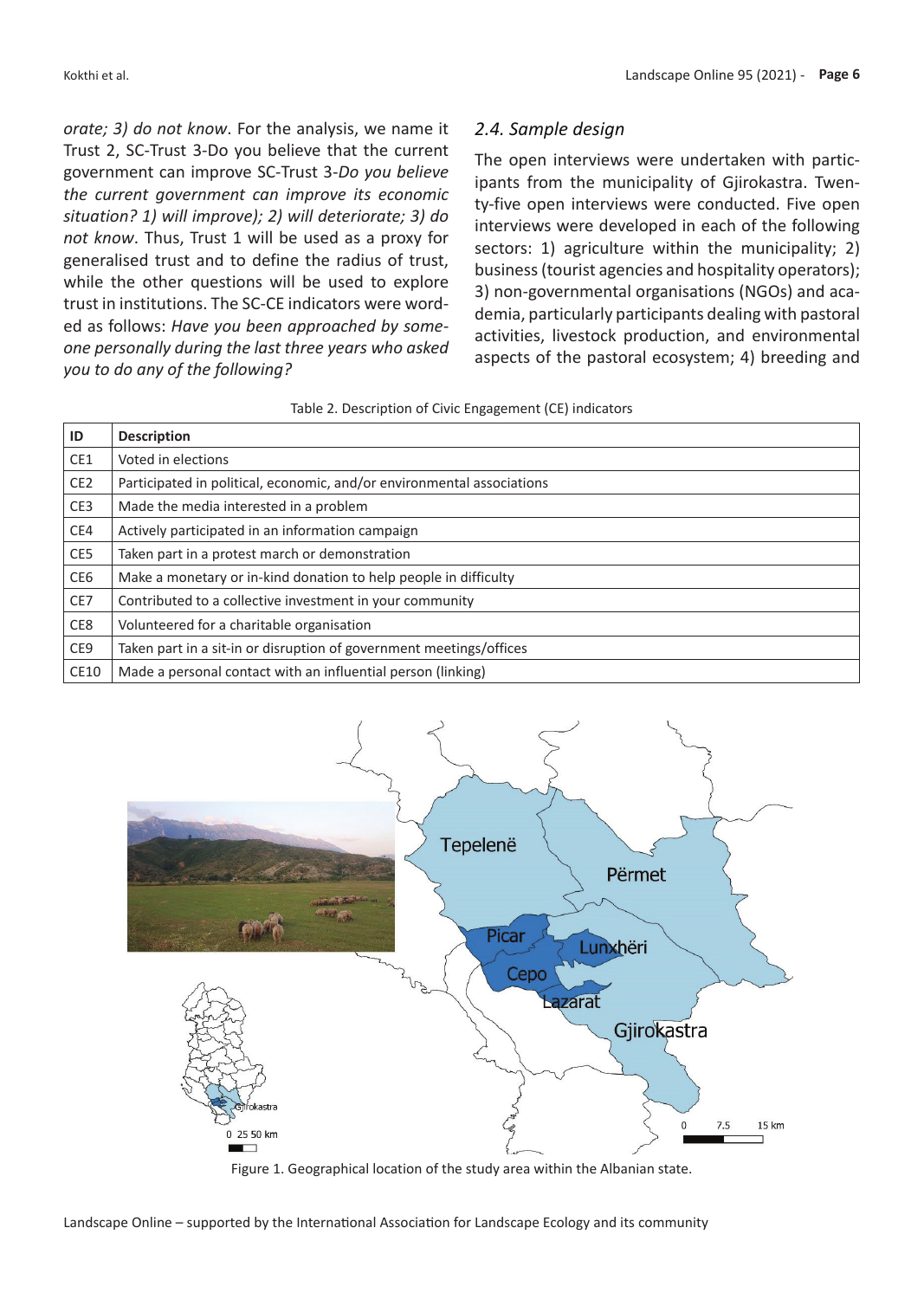*orate; 3) do not know*. For the analysis, we name it Trust 2, SC-Trust 3-Do you believe that the current government can improve SC-Trust 3-*Do you believe the current government can improve its economic situation? 1) will improve); 2) will deteriorate; 3) do not know*. Thus, Trust 1 will be used as a proxy for generalised trust and to define the radius of trust, while the other questions will be used to explore trust in institutions. The SC-CE indicators were worded as follows: *Have you been approached by someone personally during the last three years who asked you to do any of the following?*

### 2.4. Sample design

The open interviews were undertaken with participants from the municipality of Gjirokastra. Twenty-five open interviews were conducted. Five open interviews were developed in each of the following sectors: 1) agriculture within the municipality; 2) business (tourist agencies and hospitality operators); 3) non-governmental organisations (NGOs) and academia, particularly participants dealing with pastoral activities, livestock production, and environmental aspects of the pastoral ecosystem; 4) breeding and

Table 2. Description of Civic Engagement (CE) indicators

| ID | Description |
|---|---|
| CE1 | Voted in elections |
| CE2 | Participated in political, economic, and/or environmental associations |
| CE3 | Made the media interested in a problem |
| CE4 | Actively participated in an information campaign |
| CE5 | Taken part in a protest march or demonstration |
| CE6 | Make a monetary or in-kind donation to help people in difficulty |
| CE7 | Contributed to a collective investment in your community |
| CE8 | Volunteered for a charitable organisation |
| CE9 | Taken part in a sit-in or disruption of government meetings/offices |
| CE10 | Made a personal contact with an influential person (linking) |

Figure 1. Geographical location of the study area within the Albanian state.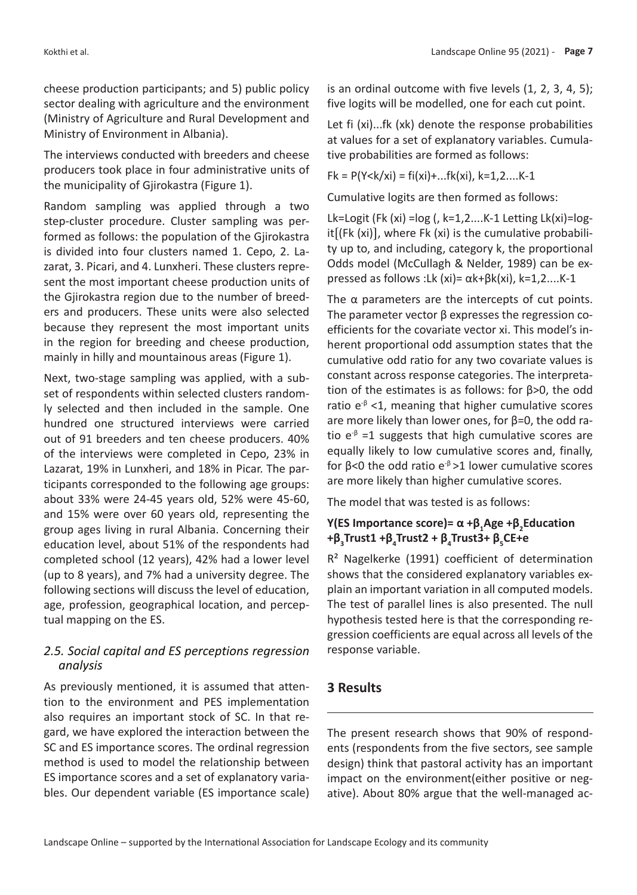cheese production participants; and 5) public policy sector dealing with agriculture and the environment (Ministry of Agriculture and Rural Development and Ministry of Environment in Albania).

The interviews conducted with breeders and cheese producers took place in four administrative units of the municipality of Gjirokastra (Figure 1).

Random sampling was applied through a two step-cluster procedure. Cluster sampling was performed as follows: the population of the Gjirokastra is divided into four clusters named 1. Cepo, 2. Lazarat, 3. Picari, and 4. Lunxheri. These clusters represent the most important cheese production units of the Gjirokastra region due to the number of breeders and producers. These units were also selected because they represent the most important units in the region for breeding and cheese production, mainly in hilly and mountainous areas (Figure 1).

Next, two-stage sampling was applied, with a subset of respondents within selected clusters randomly selected and then included in the sample. One hundred one structured interviews were carried out of 91 breeders and ten cheese producers. 40% of the interviews were completed in Cepo, 23% in Lazarat, 19% in Lunxheri, and 18% in Picar. The participants corresponded to the following age groups: about 33% were 24-45 years old, 52% were 45-60, and 15% were over 60 years old, representing the group ages living in rural Albania. Concerning their education level, about 51% of the respondents had completed school (12 years), 42% had a lower level (up to 8 years), and 7% had a university degree. The following sections will discuss the level of education, age, profession, geographical location, and perceptual mapping on the ES.

### *2.5. Social capital and ES perceptions regression analysis*

As previously mentioned, it is assumed that attention to the environment and PES implementation also requires an important stock of SC. In that regard, we have explored the interaction between the SC and ES importance scores. The ordinal regression method is used to model the relationship between ES importance scores and a set of explanatory variables. Our dependent variable (ES importance scale) is an ordinal outcome with five levels (1, 2, 3, 4, 5); five logits will be modelled, one for each cut point.

Let fi (xi)...fk (xk) denote the response probabilities at values for a set of explanatory variables. Cumulative probabilities are formed as follows:

Fk = P(Y<k/xi) = fi(xi)+...fk(xi), k=1,2....K-1

Cumulative logits are then formed as follows:

Lk=Logit (Fk (xi) =log (, k=1,2....K-1 Letting Lk(xi)=logit[(Fk (xi)], where Fk (xi) is the cumulative probability up to, and including, category k, the proportional Odds model (McCullagh & Nelder, 1989) can be expressed as follows :Lk (xi)= αk+βk(xi), k=1,2....K-1

The $\alpha$ parameters are the intercepts of cut points. The parameter vector $\beta$ expresses the regression coefficients for the covariate vector xi. This model's inherent proportional odd assumption states that the cumulative odd ratio for any two covariate values is constant across response categories. The interpretation of the estimates is as follows: for $\beta>0$, the odd ratio $e^{-\beta}<1$, meaning that higher cumulative scores are more likely than lower ones, for $\beta=0$, the odd ratio $e^{-\beta}=1$ suggests that high cumulative scores are equally likely to low cumulative scores and, finally, for $\beta<0$ the odd ratio $e^{-\beta}>1$ lower cumulative scores are more likely than higher cumulative scores.

The model that was tested is as follows:

$$\textbf{Y(ES Importance score)} = \alpha + \beta_1 \textbf{Age} + \beta_2 \textbf{Education} + \beta_3 \textbf{Trust1} + \beta_4 \textbf{Trust2} + \beta_5 \textbf{Trust3} + \beta_5 \textbf{CE} + \textbf{e}$$

$R^2$ Nagelkerke (1991) coefficient of determination shows that the considered explanatory variables explain an important variation in all computed models. The test of parallel lines is also presented. The null hypothesis tested here is that the corresponding regression coefficients are equal across all levels of the response variable.

## 3 Results

The present research shows that 90% of respondents (respondents from the five sectors, see sample design) think that pastoral activity has an important impact on the environment(either positive or negative). About 80% argue that the well-managed ac-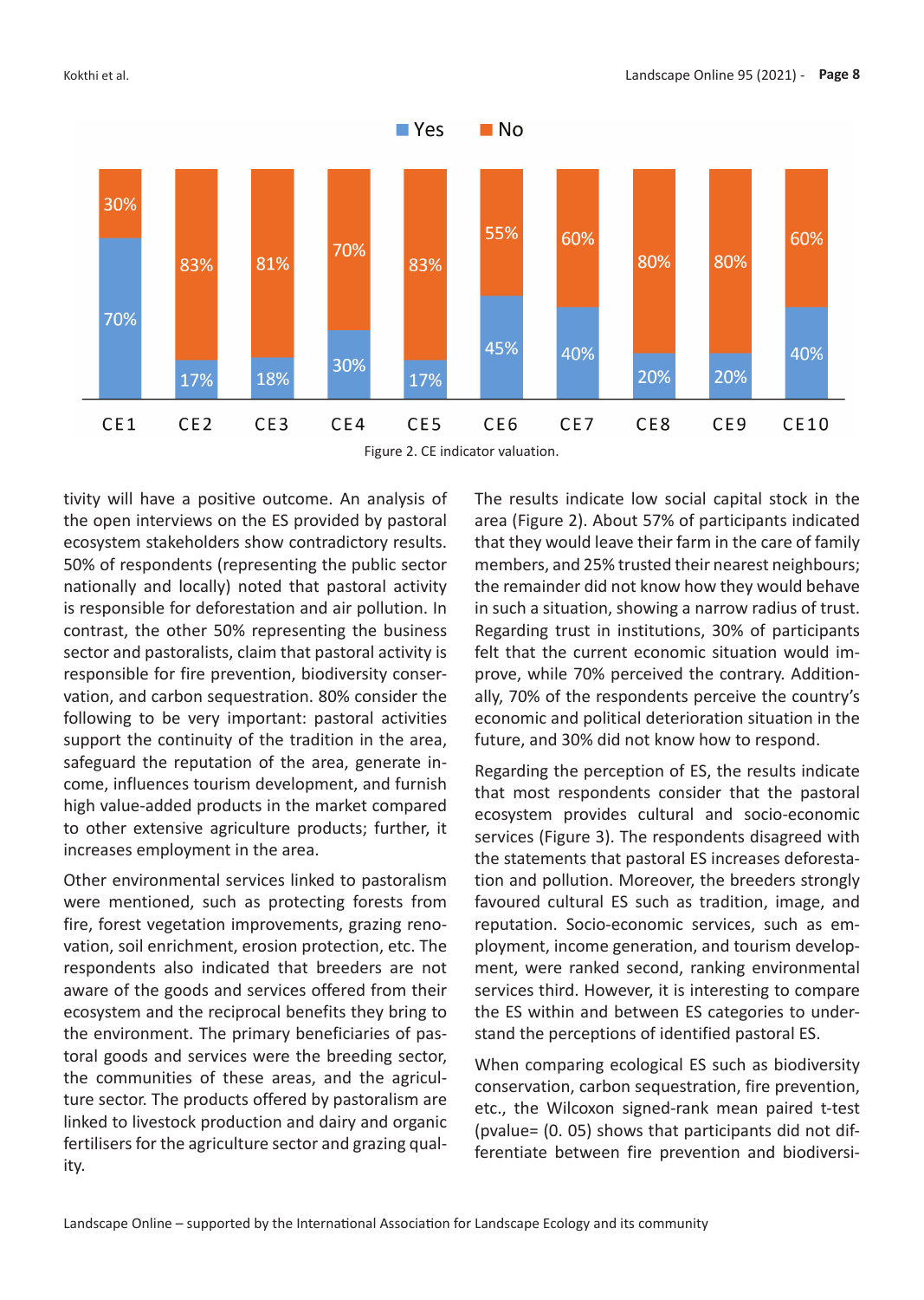Figure 2. CE indicator valuation.

tivity will have a positive outcome. An analysis of the open interviews on the ES provided by pastoral ecosystem stakeholders show contradictory results. 50% of respondents (representing the public sector nationally and locally) noted that pastoral activity is responsible for deforestation and air pollution. In contrast, the other 50% representing the business sector and pastoralists, claim that pastoral activity is responsible for fire prevention, biodiversity conservation, and carbon sequestration. 80% consider the following to be very important: pastoral activities support the continuity of the tradition in the area, safeguard the reputation of the area, generate income, influences tourism development, and furnish high value-added products in the market compared to other extensive agriculture products; further, it increases employment in the area.

Other environmental services linked to pastoralism were mentioned, such as protecting forests from fire, forest vegetation improvements, grazing renovation, soil enrichment, erosion protection, etc. The respondents also indicated that breeders are not aware of the goods and services offered from their ecosystem and the reciprocal benefits they bring to the environment. The primary beneficiaries of pastoral goods and services were the breeding sector, the communities of these areas, and the agriculture sector. The products offered by pastoralism are linked to livestock production and dairy and organic fertilisers for the agriculture sector and grazing quality.

The results indicate low social capital stock in the area (Figure 2). About 57% of participants indicated that they would leave their farm in the care of family members, and 25% trusted their nearest neighbours; the remainder did not know how they would behave in such a situation, showing a narrow radius of trust. Regarding trust in institutions, 30% of participants felt that the current economic situation would improve, while 70% perceived the contrary. Additionally, 70% of the respondents perceive the country's economic and political deterioration situation in the future, and 30% did not know how to respond.

Regarding the perception of ES, the results indicate that most respondents consider that the pastoral ecosystem provides cultural and socio-economic services (Figure 3). The respondents disagreed with the statements that pastoral ES increases deforestation and pollution. Moreover, the breeders strongly favoured cultural ES such as tradition, image, and reputation. Socio-economic services, such as employment, income generation, and tourism development, were ranked second, ranking environmental services third. However, it is interesting to compare the ES within and between ES categories to understand the perceptions of identified pastoral ES.

When comparing ecological ES such as biodiversity conservation, carbon sequestration, fire prevention, etc., the Wilcoxon signed-rank mean paired t-test (pvalue= (0. 05) shows that participants did not differentiate between fire prevention and biodiversi-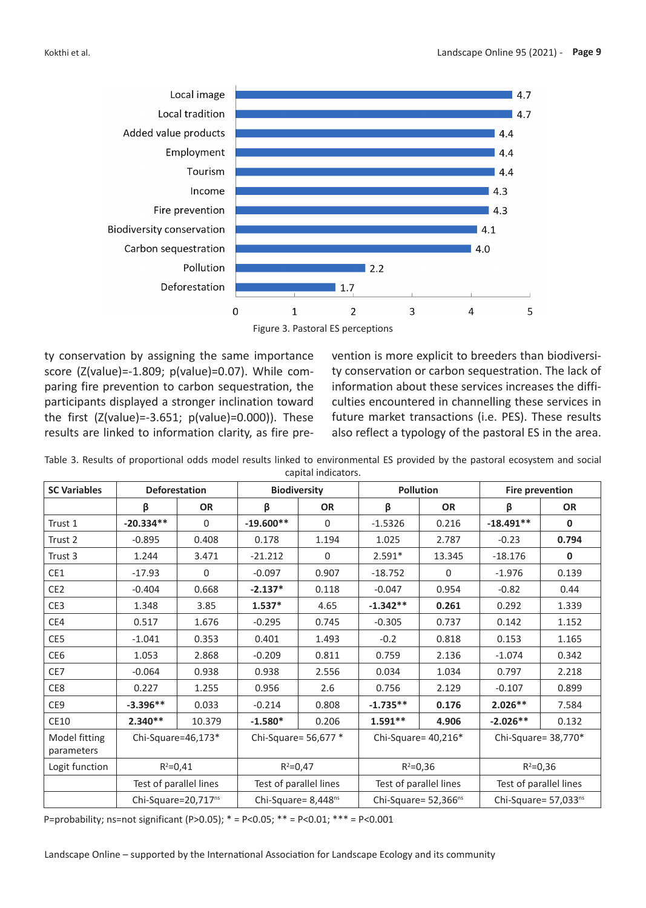| | Score |
|---|---|
| Local image | 4.7 |
| Local tradition | 4.7 |
| Added value products | 4.4 |
| Employment | 4.4 |
| Tourism | 4.4 |
| Income | 4.3 |
| Fire prevention | 4.3 |
| Biodiversity conservation | 4.1 |
| Carbon sequestration | 4.0 |
| Pollution | 2.2 |
| Deforestation | 1.7 |

Figure 3. Pastoral ES perceptions

ty conservation by assigning the same importance score (Z(value)=-1.809; p(value)=0.07). While comparing fire prevention to carbon sequestration, the participants displayed a stronger inclination toward the first (Z(value)=-3.651; p(value)=0.000)). These results are linked to information clarity, as fire prevention is more explicit to breeders than biodiversity conservation or carbon sequestration. The lack of information about these services increases the difficulties encountered in channelling these services in future market transactions (i.e. PES). These results also reflect a typology of the pastoral ES in the area.

Table 3. Results of proportional odds model results linked to environmental ES provided by the pastoral ecosystem and social capital indicators.

| SC Variables | Deforestation | | Biodiversity | | Pollution | | Fire prevention | |
|---|---|---|---|---|---|---|---|---|
| | β | OR | β | OR | β | OR | β | OR |
| Trust 1 | **-20.334\*\*** | 0 | **-19.600\*\*** | 0 | -1.5326 | 0.216 | **-18.491\*\*** | **0** |
| Trust 2 | -0.895 | 0.408 | 0.178 | 1.194 | 1.025 | 2.787 | -0.23 | **0.794** |
| Trust 3 | 1.244 | 3.471 | -21.212 | 0 | 2.591* | 13.345 | -18.176 | **0** |
| CE1 | -17.93 | 0 | -0.097 | 0.907 | -18.752 | 0 | -1.976 | 0.139 |
| CE2 | -0.404 | 0.668 | **-2.137\*** | 0.118 | -0.047 | 0.954 | -0.82 | 0.44 |
| CE3 | 1.348 | 3.85 | **1.537\*** | 4.65 | **-1.342\*\*** | **0.261** | 0.292 | 1.339 |
| CE4 | 0.517 | 1.676 | -0.295 | 0.745 | -0.305 | 0.737 | 0.142 | 1.152 |
| CE5 | -1.041 | 0.353 | 0.401 | 1.493 | -0.2 | 0.818 | 0.153 | 1.165 |
| CE6 | 1.053 | 2.868 | -0.209 | 0.811 | 0.759 | 2.136 | -1.074 | 0.342 |
| CE7 | -0.064 | 0.938 | 0.938 | 2.556 | 0.034 | 1.034 | 0.797 | 2.218 |
| CE8 | 0.227 | 1.255 | 0.956 | 2.6 | 0.756 | 2.129 | -0.107 | 0.899 |
| CE9 | **-3.396\*\*** | 0.033 | -0.214 | 0.808 | **-1.735\*\*** | **0.176** | **2.026\*\*** | 7.584 |
| CE10 | **2.340\*\*** | 10.379 | **-1.580\*** | 0.206 | **1.591\*\*** | **4.906** | **-2.026\*\*** | 0.132 |
| Model fitting parameters | Chi-Square=46,173* | | Chi-Square= 56,677 * | | Chi-Square= 40,216* | | Chi-Square= 38,770* | |
| Logit function | $R^2$=0,41 | | $R^2$=0,47 | | $R^2$=0,36 | | $R^2$=0,36 | |
| | Test of parallel lines | | Test of parallel lines | | Test of parallel lines | | Test of parallel lines | |
| | Chi-Square=20,717$^{ns}$ | | Chi-Square= 8,448$^{ns}$ | | Chi-Square= 52,366$^{ns}$ | | Chi-Square= 57,033$^{ns}$ | |

P=probability; ns=not significant (P>0.05); * = P<0.05; ** = P<0.01; *** = P<0.001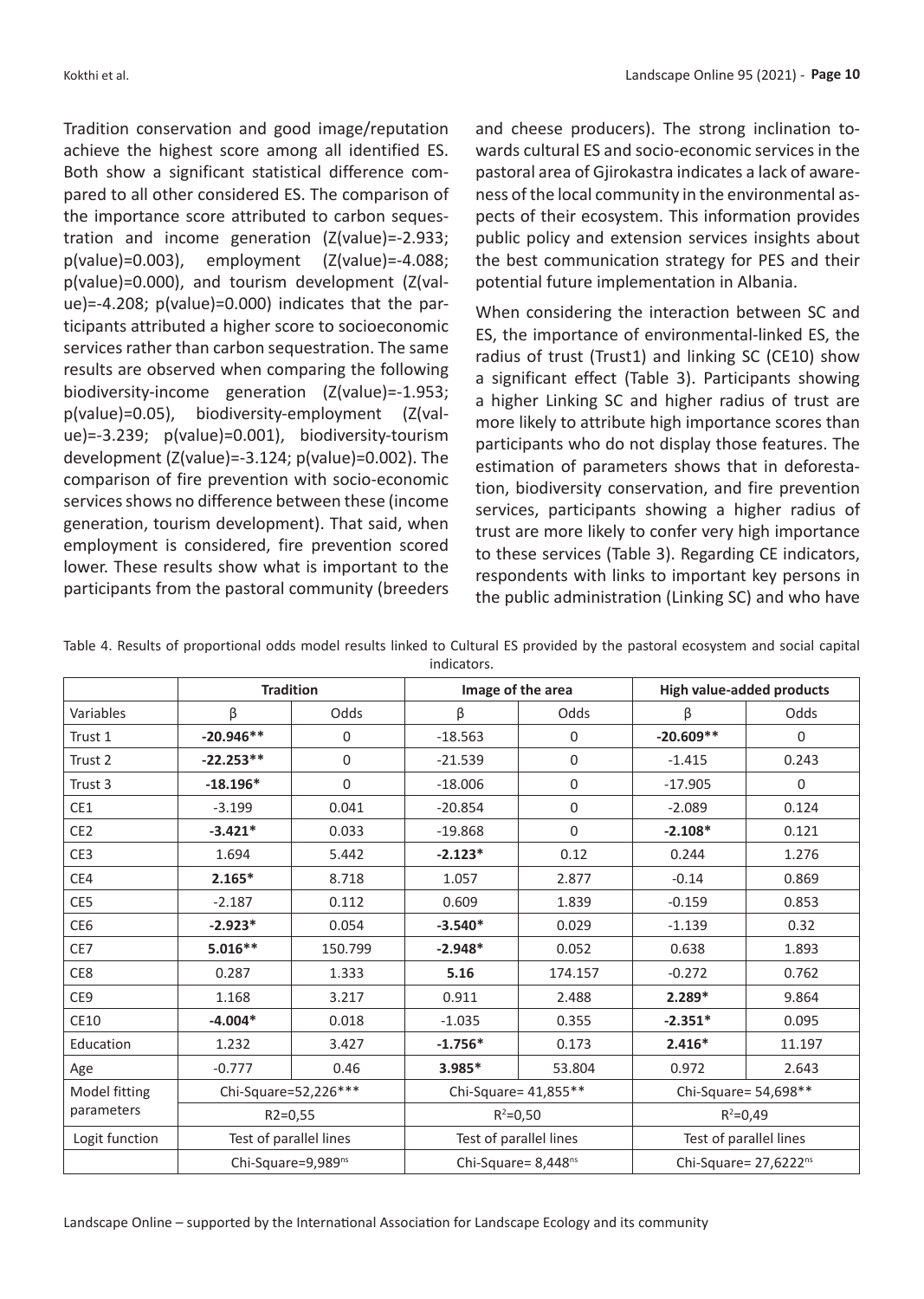Tradition conservation and good image/reputation achieve the highest score among all identified ES. Both show a significant statistical difference compared to all other considered ES. The comparison of the importance score attributed to carbon sequestration and income generation (Z(value)=-2.933; p(value)=0.003), employment (Z(value)=-4.088; p(value)=0.000), and tourism development (Z(value)=-4.208; p(value)=0.000) indicates that the participants attributed a higher score to socioeconomic services rather than carbon sequestration. The same results are observed when comparing the following biodiversity-income generation (Z(value)=-1.953; p(value)=0.05), biodiversity-employment (Z(value)=-3.239; p(value)=0.001), biodiversity-tourism development (Z(value)=-3.124; p(value)=0.002). The comparison of fire prevention with socio-economic services shows no difference between these (income generation, tourism development). That said, when employment is considered, fire prevention scored lower. These results show what is important to the participants from the pastoral community (breeders and cheese producers). The strong inclination towards cultural ES and socio-economic services in the pastoral area of Gjirokastra indicates a lack of awareness of the local community in the environmental aspects of their ecosystem. This information provides public policy and extension services insights about the best communication strategy for PES and their potential future implementation in Albania.

When considering the interaction between SC and ES, the importance of environmental-linked ES, the radius of trust (Trust1) and linking SC (CE10) show a significant effect (Table 3). Participants showing a higher Linking SC and higher radius of trust are more likely to attribute high importance scores than participants who do not display those features. The estimation of parameters shows that in deforestation, biodiversity conservation, and fire prevention services, participants showing a higher radius of trust are more likely to confer very high importance to these services (Table 3). Regarding CE indicators, respondents with links to important key persons in the public administration (Linking SC) and who have

Table 4. Results of proportional odds model results linked to Cultural ES provided by the pastoral ecosystem and social capital indicators.

| | Tradition | | Image of the area | | High value-added products | |
|---|---|---|---|---|---|---|
| Variables | β | Odds | β | Odds | β | Odds |
| Trust 1 | **-20.946**** | 0 | -18.563 | 0 | **-20.609**** | 0 |
| Trust 2 | **-22.253**** | 0 | -21.539 | 0 | -1.415 | 0.243 |
| Trust 3 | **-18.196*** | 0 | -18.006 | 0 | -17.905 | 0 |
| CE1 | -3.199 | 0.041 | -20.854 | 0 | -2.089 | 0.124 |
| CE2 | **-3.421*** | 0.033 | -19.868 | 0 | **-2.108*** | 0.121 |
| CE3 | 1.694 | 5.442 | **-2.123*** | 0.12 | 0.244 | 1.276 |
| CE4 | **2.165*** | 8.718 | 1.057 | 2.877 | -0.14 | 0.869 |
| CE5 | -2.187 | 0.112 | 0.609 | 1.839 | -0.159 | 0.853 |
| CE6 | **-2.923*** | 0.054 | **-3.540*** | 0.029 | -1.139 | 0.32 |
| CE7 | **5.016**** | 150.799 | **-2.948*** | 0.052 | 0.638 | 1.893 |
| CE8 | 0.287 | 1.333 | **5.16** | 174.157 | -0.272 | 0.762 |
| CE9 | 1.168 | 3.217 | 0.911 | 2.488 | **2.289*** | 9.864 |
| CE10 | **-4.004*** | 0.018 | -1.035 | 0.355 | **-2.351*** | 0.095 |
| Education | 1.232 | 3.427 | **-1.756*** | 0.173 | **2.416*** | 11.197 |
| Age | -0.777 | 0.46 | **3.985*** | 53.804 | 0.972 | 2.643 |
| Model fitting parameters | Chi-Square=52,226*** | | Chi-Square= 41,855** | | Chi-Square= 54,698** | |
| | R2=0,55 | | $R^2$=0,50 | | $R^2$=0,49 | |
| Logit function | Test of parallel lines | | Test of parallel lines | | Test of parallel lines | |
| | Chi-Square=9,989[ns] | | Chi-Square= 8,448[ns] | | Chi-Square= 27,6222[ns] | |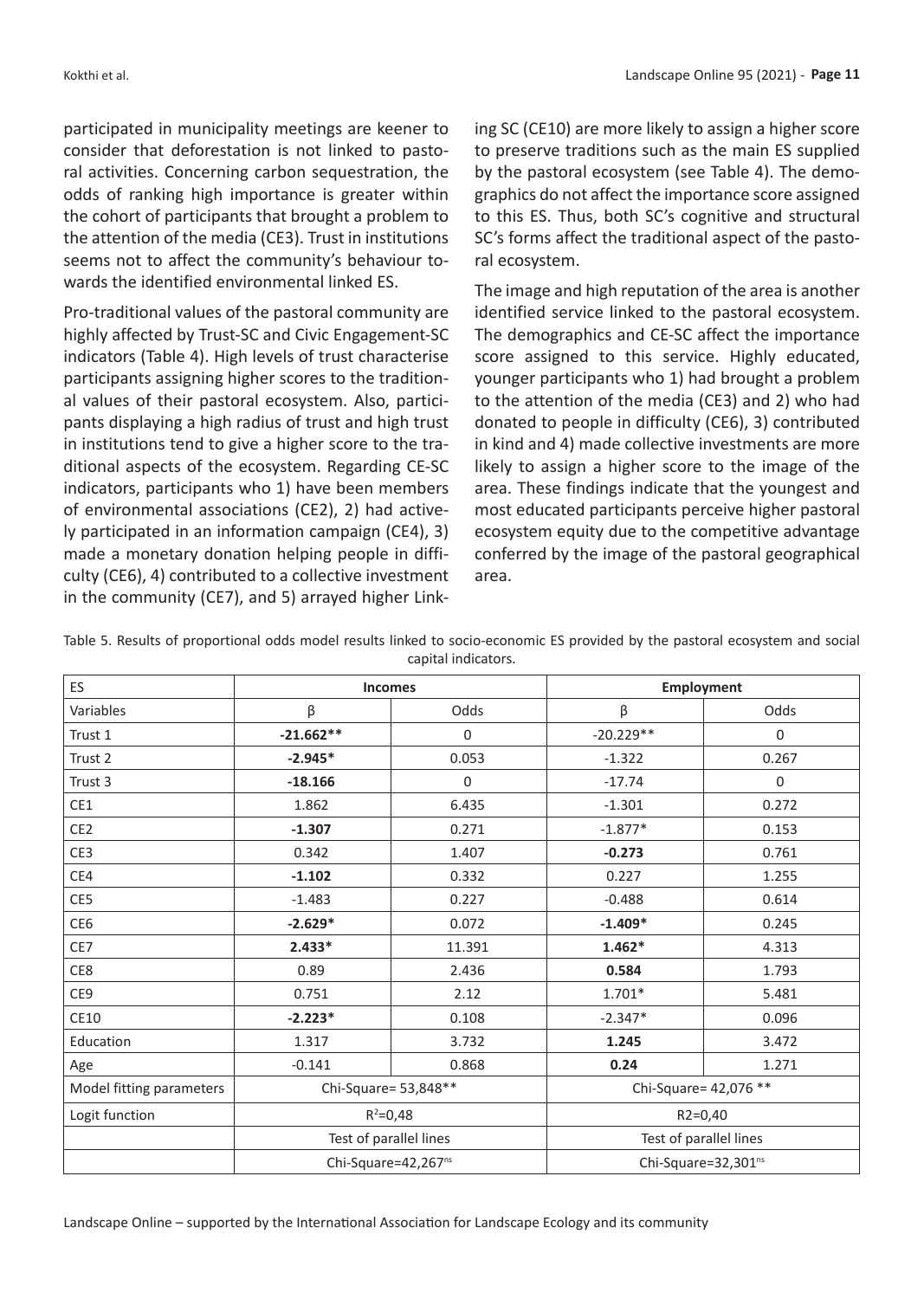participated in municipality meetings are keener to consider that deforestation is not linked to pastoral activities. Concerning carbon sequestration, the odds of ranking high importance is greater within the cohort of participants that brought a problem to the attention of the media (CE3). Trust in institutions seems not to affect the community's behaviour towards the identified environmental linked ES.

Pro-traditional values of the pastoral community are highly affected by Trust-SC and Civic Engagement-SC indicators (Table 4). High levels of trust characterise participants assigning higher scores to the traditional values of their pastoral ecosystem. Also, participants displaying a high radius of trust and high trust in institutions tend to give a higher score to the traditional aspects of the ecosystem. Regarding CE-SC indicators, participants who 1) have been members of environmental associations (CE2), 2) had actively participated in an information campaign (CE4), 3) made a monetary donation helping people in difficulty (CE6), 4) contributed to a collective investment in the community (CE7), and 5) arrayed higher Linking SC (CE10) are more likely to assign a higher score to preserve traditions such as the main ES supplied by the pastoral ecosystem (see Table 4). The demographics do not affect the importance score assigned to this ES. Thus, both SC's cognitive and structural SC's forms affect the traditional aspect of the pastoral ecosystem.

The image and high reputation of the area is another identified service linked to the pastoral ecosystem. The demographics and CE-SC affect the importance score assigned to this service. Highly educated, younger participants who 1) had brought a problem to the attention of the media (CE3) and 2) who had donated to people in difficulty (CE6), 3) contributed in kind and 4) made collective investments are more likely to assign a higher score to the image of the area. These findings indicate that the youngest and most educated participants perceive higher pastoral ecosystem equity due to the competitive advantage conferred by the image of the pastoral geographical area.

Table 5. Results of proportional odds model results linked to socio-economic ES provided by the pastoral ecosystem and social capital indicators.

| ES | Incomes | | Employment | |
|---|---|---|---|---|
| Variables | β | Odds | β | Odds |
| Trust 1 | **-21.662**** | 0 | -20.229** | 0 |
| Trust 2 | **-2.945*** | 0.053 | -1.322 | 0.267 |
| Trust 3 | **-18.166** | 0 | -17.74 | 0 |
| CE1 | 1.862 | 6.435 | -1.301 | 0.272 |
| CE2 | **-1.307** | 0.271 | -1.877* | 0.153 |
| CE3 | 0.342 | 1.407 | **-0.273** | 0.761 |
| CE4 | **-1.102** | 0.332 | 0.227 | 1.255 |
| CE5 | -1.483 | 0.227 | -0.488 | 0.614 |
| CE6 | **-2.629*** | 0.072 | **-1.409*** | 0.245 |
| CE7 | **2.433*** | 11.391 | **1.462*** | 4.313 |
| CE8 | 0.89 | 2.436 | **0.584** | 1.793 |
| CE9 | 0.751 | 2.12 | 1.701* | 5.481 |
| CE10 | **-2.223*** | 0.108 | -2.347* | 0.096 |
| Education | 1.317 | 3.732 | **1.245** | 3.472 |
| Age | -0.141 | 0.868 | **0.24** | 1.271 |
| Model fitting parameters | Chi-Square= 53,848** | | Chi-Square= 42,076 ** | |
| Logit function | $R^2$=0,48 | | R2=0,40 | |
| | Test of parallel lines | | Test of parallel lines | |
| | Chi-Square=42,267$^{ns}$ | | Chi-Square=32,301$^{ns}$ | |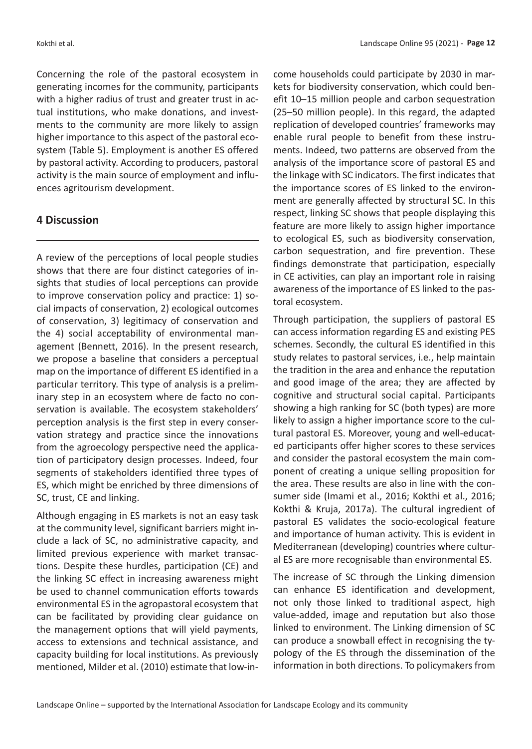Concerning the role of the pastoral ecosystem in generating incomes for the community, participants with a higher radius of trust and greater trust in actual institutions, who make donations, and investments to the community are more likely to assign higher importance to this aspect of the pastoral ecosystem (Table 5). Employment is another ES offered by pastoral activity. According to producers, pastoral activity is the main source of employment and influences agritourism development.

## 4 Discussion

A review of the perceptions of local people studies shows that there are four distinct categories of insights that studies of local perceptions can provide to improve conservation policy and practice: 1) social impacts of conservation, 2) ecological outcomes of conservation, 3) legitimacy of conservation and the 4) social acceptability of environmental management (Bennett, 2016). In the present research, we propose a baseline that considers a perceptual map on the importance of different ES identified in a particular territory. This type of analysis is a preliminary step in an ecosystem where de facto no conservation is available. The ecosystem stakeholders' perception analysis is the first step in every conservation strategy and practice since the innovations from the agroecology perspective need the application of participatory design processes. Indeed, four segments of stakeholders identified three types of ES, which might be enriched by three dimensions of SC, trust, CE and linking.

Although engaging in ES markets is not an easy task at the community level, significant barriers might include a lack of SC, no administrative capacity, and limited previous experience with market transactions. Despite these hurdles, participation (CE) and the linking SC effect in increasing awareness might be used to channel communication efforts towards environmental ES in the agropastoral ecosystem that can be facilitated by providing clear guidance on the management options that will yield payments, access to extensions and technical assistance, and capacity building for local institutions. As previously mentioned, Milder et al. (2010) estimate that low-income households could participate by 2030 in markets for biodiversity conservation, which could benefit 10–15 million people and carbon sequestration (25–50 million people). In this regard, the adapted replication of developed countries' frameworks may enable rural people to benefit from these instruments. Indeed, two patterns are observed from the analysis of the importance score of pastoral ES and the linkage with SC indicators. The first indicates that the importance scores of ES linked to the environment are generally affected by structural SC. In this respect, linking SC shows that people displaying this feature are more likely to assign higher importance to ecological ES, such as biodiversity conservation, carbon sequestration, and fire prevention. These findings demonstrate that participation, especially in CE activities, can play an important role in raising awareness of the importance of ES linked to the pastoral ecosystem.

Through participation, the suppliers of pastoral ES can access information regarding ES and existing PES schemes. Secondly, the cultural ES identified in this study relates to pastoral services, i.e., help maintain the tradition in the area and enhance the reputation and good image of the area; they are affected by cognitive and structural social capital. Participants showing a high ranking for SC (both types) are more likely to assign a higher importance score to the cultural pastoral ES. Moreover, young and well-educated participants offer higher scores to these services and consider the pastoral ecosystem the main component of creating a unique selling proposition for the area. These results are also in line with the consumer side (Imami et al., 2016; Kokthi et al., 2016; Kokthi & Kruja, 2017a). The cultural ingredient of pastoral ES validates the socio-ecological feature and importance of human activity. This is evident in Mediterranean (developing) countries where cultural ES are more recognisable than environmental ES.

The increase of SC through the Linking dimension can enhance ES identification and development, not only those linked to traditional aspect, high value-added, image and reputation but also those linked to environment. The Linking dimension of SC can produce a snowball effect in recognising the typology of the ES through the dissemination of the information in both directions. To policymakers from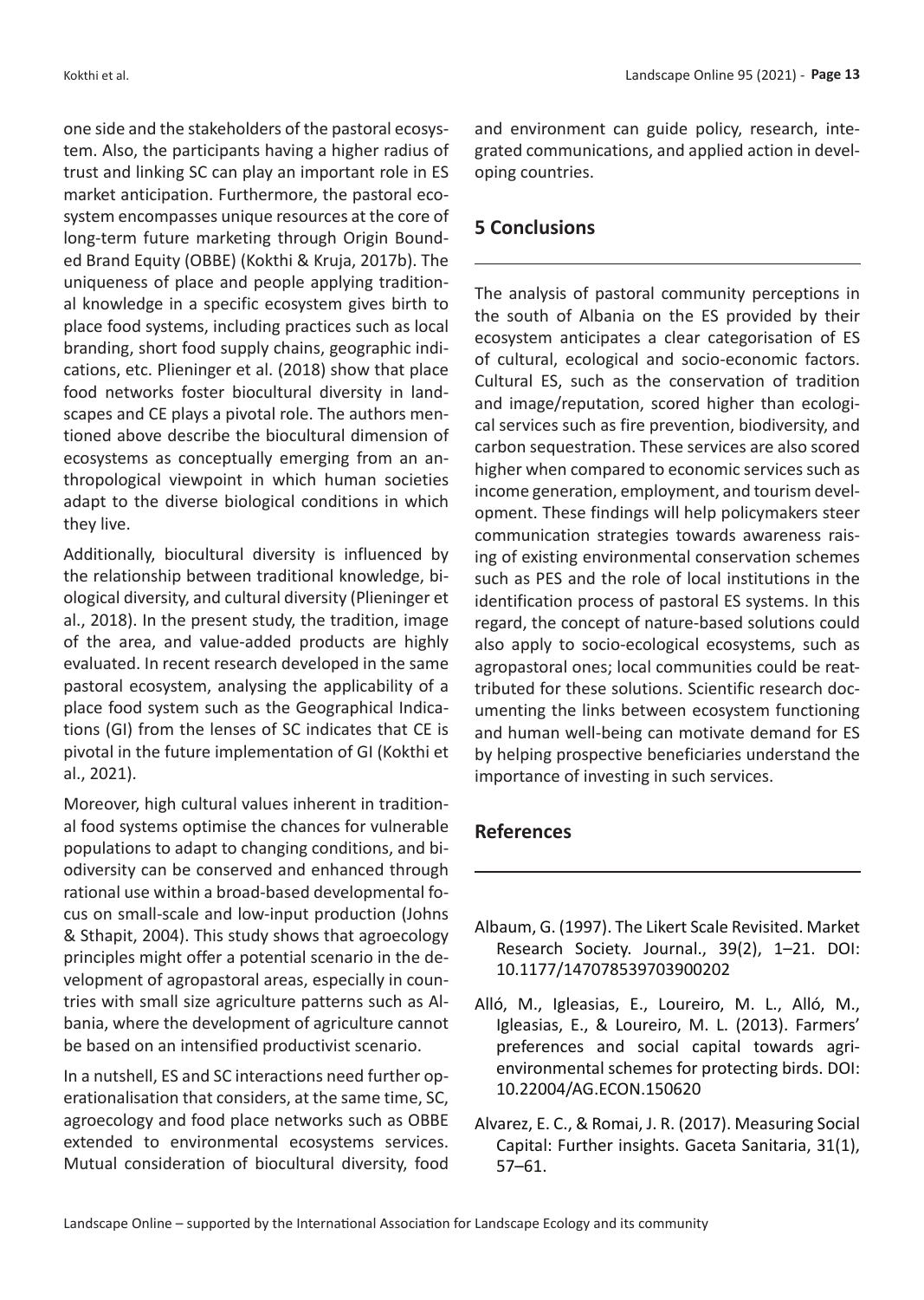one side and the stakeholders of the pastoral ecosystem. Also, the participants having a higher radius of trust and linking SC can play an important role in ES market anticipation. Furthermore, the pastoral ecosystem encompasses unique resources at the core of long-term future marketing through Origin Bounded Brand Equity (OBBE) (Kokthi & Kruja, 2017b). The uniqueness of place and people applying traditional knowledge in a specific ecosystem gives birth to place food systems, including practices such as local branding, short food supply chains, geographic indications, etc. Plieninger et al. (2018) show that place food networks foster biocultural diversity in landscapes and CE plays a pivotal role. The authors mentioned above describe the biocultural dimension of ecosystems as conceptually emerging from an anthropological viewpoint in which human societies adapt to the diverse biological conditions in which they live.

Additionally, biocultural diversity is influenced by the relationship between traditional knowledge, biological diversity, and cultural diversity (Plieninger et al., 2018). In the present study, the tradition, image of the area, and value-added products are highly evaluated. In recent research developed in the same pastoral ecosystem, analysing the applicability of a place food system such as the Geographical Indications (GI) from the lenses of SC indicates that CE is pivotal in the future implementation of GI (Kokthi et al., 2021).

Moreover, high cultural values inherent in traditional food systems optimise the chances for vulnerable populations to adapt to changing conditions, and biodiversity can be conserved and enhanced through rational use within a broad-based developmental focus on small-scale and low-input production (Johns & Sthapit, 2004). This study shows that agroecology principles might offer a potential scenario in the development of agropastoral areas, especially in countries with small size agriculture patterns such as Albania, where the development of agriculture cannot be based on an intensified productivist scenario.

In a nutshell, ES and SC interactions need further operationalisation that considers, at the same time, SC, agroecology and food place networks such as OBBE extended to environmental ecosystems services. Mutual consideration of biocultural diversity, food and environment can guide policy, research, integrated communications, and applied action in developing countries.

## 5 Conclusions

The analysis of pastoral community perceptions in the south of Albania on the ES provided by their ecosystem anticipates a clear categorisation of ES of cultural, ecological and socio-economic factors. Cultural ES, such as the conservation of tradition and image/reputation, scored higher than ecological services such as fire prevention, biodiversity, and carbon sequestration. These services are also scored higher when compared to economic services such as income generation, employment, and tourism development. These findings will help policymakers steer communication strategies towards awareness raising of existing environmental conservation schemes such as PES and the role of local institutions in the identification process of pastoral ES systems. In this regard, the concept of nature-based solutions could also apply to socio-ecological ecosystems, such as agropastoral ones; local communities could be reattributed for these solutions. Scientific research documenting the links between ecosystem functioning and human well-being can motivate demand for ES by helping prospective beneficiaries understand the importance of investing in such services.

## References

Albaum, G. (1997). The Likert Scale Revisited. Market Research Society. Journal., 39(2), 1–21. DOI: 10.1177/147078539703900202

Alló, M., Igleasias, E., Loureiro, M. L., Alló, M., Igleasias, E., & Loureiro, M. L. (2013). Farmers' preferences and social capital towards agri-environmental schemes for protecting birds. DOI: 10.22004/AG.ECON.150620

Alvarez, E. C., & Romai, J. R. (2017). Measuring Social Capital: Further insights. Gaceta Sanitaria, 31(1), 57–61.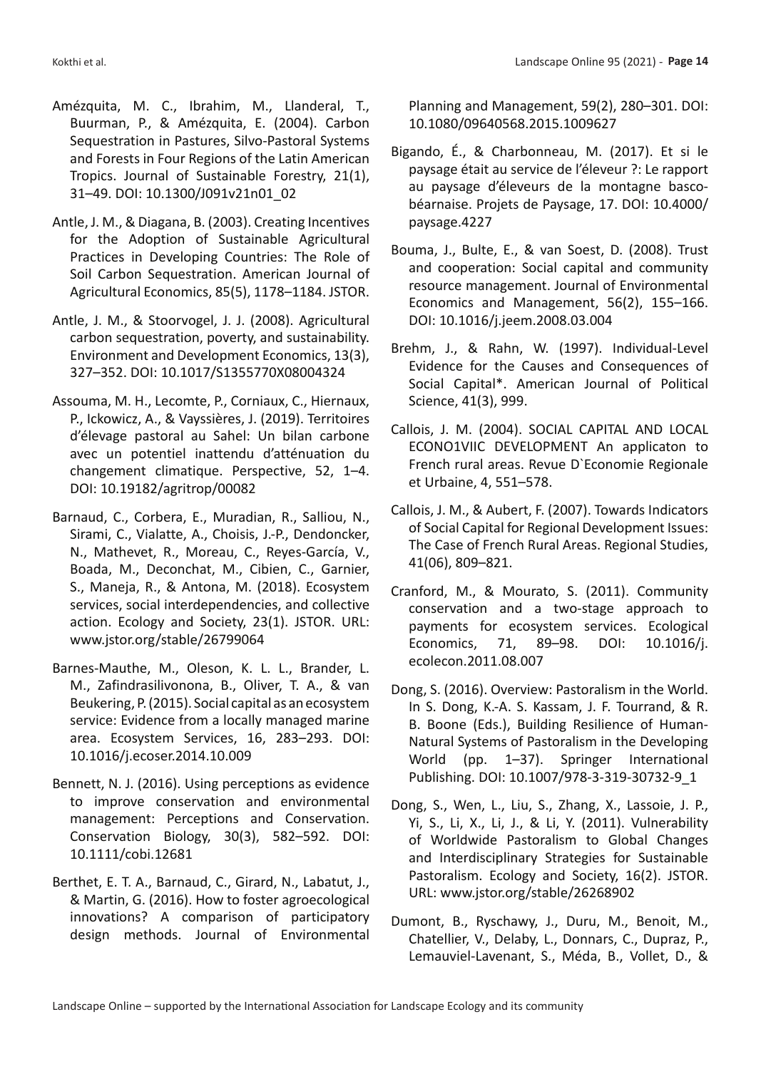Amézquita, M. C., Ibrahim, M., Llanderal, T., Buurman, P., & Amézquita, E. (2004). Carbon Sequestration in Pastures, Silvo-Pastoral Systems and Forests in Four Regions of the Latin American Tropics. Journal of Sustainable Forestry, 21(1), 31–49. DOI: 10.1300/J091v21n01_02

Antle, J. M., & Diagana, B. (2003). Creating Incentives for the Adoption of Sustainable Agricultural Practices in Developing Countries: The Role of Soil Carbon Sequestration. American Journal of Agricultural Economics, 85(5), 1178–1184. JSTOR.

Antle, J. M., & Stoorvogel, J. J. (2008). Agricultural carbon sequestration, poverty, and sustainability. Environment and Development Economics, 13(3), 327–352. DOI: 10.1017/S1355770X08004324

Assouma, M. H., Lecomte, P., Corniaux, C., Hiernaux, P., Ickowicz, A., & Vayssières, J. (2019). Territoires d'élevage pastoral au Sahel: Un bilan carbone avec un potentiel inattendu d'atténuation du changement climatique. Perspective, 52, 1–4. DOI: 10.19182/agritrop/00082

Barnaud, C., Corbera, E., Muradian, R., Salliou, N., Sirami, C., Vialatte, A., Choisis, J.-P., Dendoncker, N., Mathevet, R., Moreau, C., Reyes-García, V., Boada, M., Deconchat, M., Cibien, C., Garnier, S., Maneja, R., & Antona, M. (2018). Ecosystem services, social interdependencies, and collective action. Ecology and Society, 23(1). JSTOR. URL: www.jstor.org/stable/26799064

Barnes-Mauthe, M., Oleson, K. L. L., Brander, L. M., Zafindrasilivonona, B., Oliver, T. A., & van Beukering, P. (2015). Social capital as an ecosystem service: Evidence from a locally managed marine area. Ecosystem Services, 16, 283–293. DOI: 10.1016/j.ecoser.2014.10.009

Bennett, N. J. (2016). Using perceptions as evidence to improve conservation and environmental management: Perceptions and Conservation. Conservation Biology, 30(3), 582–592. DOI: 10.1111/cobi.12681

Berthet, E. T. A., Barnaud, C., Girard, N., Labatut, J., & Martin, G. (2016). How to foster agroecological innovations? A comparison of participatory design methods. Journal of Environmental Planning and Management, 59(2), 280–301. DOI: 10.1080/09640568.2015.1009627

Bigando, É., & Charbonneau, M. (2017). Et si le paysage était au service de l'éleveur ?: Le rapport au paysage d'éleveurs de la montagne basco-béarnaise. Projets de Paysage, 17. DOI: 10.4000/paysage.4227

Bouma, J., Bulte, E., & van Soest, D. (2008). Trust and cooperation: Social capital and community resource management. Journal of Environmental Economics and Management, 56(2), 155–166. DOI: 10.1016/j.jeem.2008.03.004

Brehm, J., & Rahn, W. (1997). Individual-Level Evidence for the Causes and Consequences of Social Capital*. American Journal of Political Science, 41(3), 999.

Callois, J. M. (2004). SOCIAL CAPITAL AND LOCAL ECONO1VIIC DEVELOPMENT An applicaton to French rural areas. Revue D`Economie Regionale et Urbaine, 4, 551–578.

Callois, J. M., & Aubert, F. (2007). Towards Indicators of Social Capital for Regional Development Issues: The Case of French Rural Areas. Regional Studies, 41(06), 809–821.

Cranford, M., & Mourato, S. (2011). Community conservation and a two-stage approach to payments for ecosystem services. Ecological Economics, 71, 89–98. DOI: 10.1016/j.ecolecon.2011.08.007

Dong, S. (2016). Overview: Pastoralism in the World. In S. Dong, K.-A. S. Kassam, J. F. Tourrand, & R. B. Boone (Eds.), Building Resilience of Human-Natural Systems of Pastoralism in the Developing World (pp. 1–37). Springer International Publishing. DOI: 10.1007/978-3-319-30732-9_1

Dong, S., Wen, L., Liu, S., Zhang, X., Lassoie, J. P., Yi, S., Li, X., Li, J., & Li, Y. (2011). Vulnerability of Worldwide Pastoralism to Global Changes and Interdisciplinary Strategies for Sustainable Pastoralism. Ecology and Society, 16(2). JSTOR. URL: www.jstor.org/stable/26268902

Dumont, B., Ryschawy, J., Duru, M., Benoit, M., Chatellier, V., Delaby, L., Donnars, C., Dupraz, P., Lemauviel-Lavenant, S., Méda, B., Vollet, D., &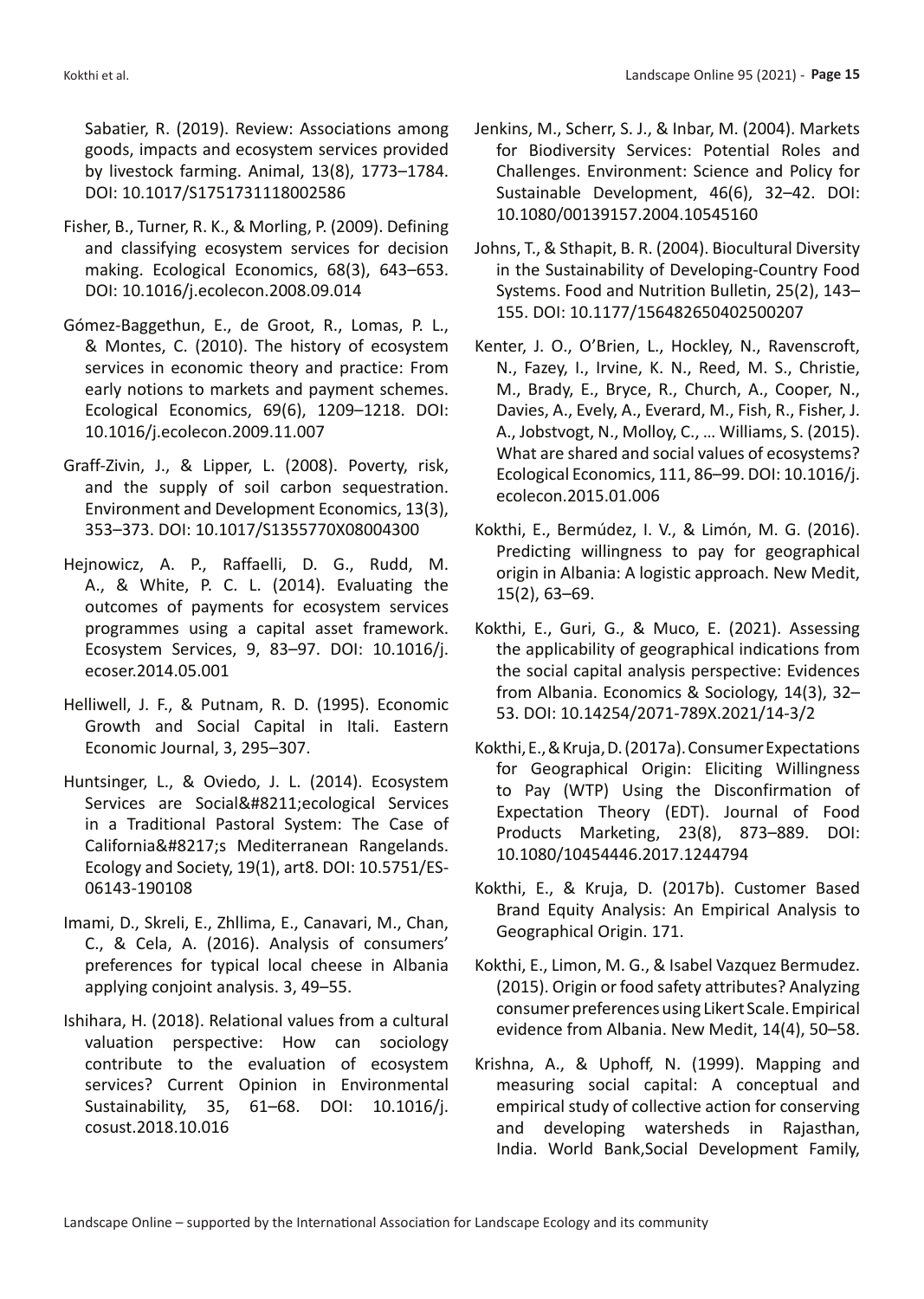Sabatier, R. (2019). Review: Associations among goods, impacts and ecosystem services provided by livestock farming. Animal, 13(8), 1773–1784. DOI: 10.1017/S1751731118002586

Fisher, B., Turner, R. K., & Morling, P. (2009). Defining and classifying ecosystem services for decision making. Ecological Economics, 68(3), 643–653. DOI: 10.1016/j.ecolecon.2008.09.014

Gómez-Baggethun, E., de Groot, R., Lomas, P. L., & Montes, C. (2010). The history of ecosystem services in economic theory and practice: From early notions to markets and payment schemes. Ecological Economics, 69(6), 1209–1218. DOI: 10.1016/j.ecolecon.2009.11.007

Graff-Zivin, J., & Lipper, L. (2008). Poverty, risk, and the supply of soil carbon sequestration. Environment and Development Economics, 13(3), 353–373. DOI: 10.1017/S1355770X08004300

Hejnowicz, A. P., Raffaelli, D. G., Rudd, M. A., & White, P. C. L. (2014). Evaluating the outcomes of payments for ecosystem services programmes using a capital asset framework. Ecosystem Services, 9, 83–97. DOI: 10.1016/j.ecoser.2014.05.001

Helliwell, J. F., & Putnam, R. D. (1995). Economic Growth and Social Capital in Itali. Eastern Economic Journal, 3, 295–307.

Huntsinger, L., & Oviedo, J. L. (2014). Ecosystem Services are Social&#8211;ecological Services in a Traditional Pastoral System: The Case of California&#8217;s Mediterranean Rangelands. Ecology and Society, 19(1), art8. DOI: 10.5751/ES-06143-190108

Imami, D., Skreli, E., Zhllima, E., Canavari, M., Chan, C., & Cela, A. (2016). Analysis of consumers' preferences for typical local cheese in Albania applying conjoint analysis. 3, 49–55.

Ishihara, H. (2018). Relational values from a cultural valuation perspective: How can sociology contribute to the evaluation of ecosystem services? Current Opinion in Environmental Sustainability, 35, 61–68. DOI: 10.1016/j.cosust.2018.10.016

Jenkins, M., Scherr, S. J., & Inbar, M. (2004). Markets for Biodiversity Services: Potential Roles and Challenges. Environment: Science and Policy for Sustainable Development, 46(6), 32–42. DOI: 10.1080/00139157.2004.10545160

Johns, T., & Sthapit, B. R. (2004). Biocultural Diversity in the Sustainability of Developing-Country Food Systems. Food and Nutrition Bulletin, 25(2), 143–155. DOI: 10.1177/156482650402500207

Kenter, J. O., O'Brien, L., Hockley, N., Ravenscroft, N., Fazey, I., Irvine, K. N., Reed, M. S., Christie, M., Brady, E., Bryce, R., Church, A., Cooper, N., Davies, A., Evely, A., Everard, M., Fish, R., Fisher, J. A., Jobstvogt, N., Molloy, C., … Williams, S. (2015). What are shared and social values of ecosystems? Ecological Economics, 111, 86–99. DOI: 10.1016/j.ecolecon.2015.01.006

Kokthi, E., Bermúdez, I. V., & Limón, M. G. (2016). Predicting willingness to pay for geographical origin in Albania: A logistic approach. New Medit, 15(2), 63–69.

Kokthi, E., Guri, G., & Muco, E. (2021). Assessing the applicability of geographical indications from the social capital analysis perspective: Evidences from Albania. Economics & Sociology, 14(3), 32–53. DOI: 10.14254/2071-789X.2021/14-3/2

Kokthi, E., & Kruja, D. (2017a). Consumer Expectations for Geographical Origin: Eliciting Willingness to Pay (WTP) Using the Disconfirmation of Expectation Theory (EDT). Journal of Food Products Marketing, 23(8), 873–889. DOI: 10.1080/10454446.2017.1244794

Kokthi, E., & Kruja, D. (2017b). Customer Based Brand Equity Analysis: An Empirical Analysis to Geographical Origin. 171.

Kokthi, E., Limon, M. G., & Isabel Vazquez Bermudez. (2015). Origin or food safety attributes? Analyzing consumer preferences using Likert Scale. Empirical evidence from Albania. New Medit, 14(4), 50–58.

Krishna, A., & Uphoff, N. (1999). Mapping and measuring social capital: A conceptual and empirical study of collective action for conserving and developing watersheds in Rajasthan, India. World Bank,Social Development Family,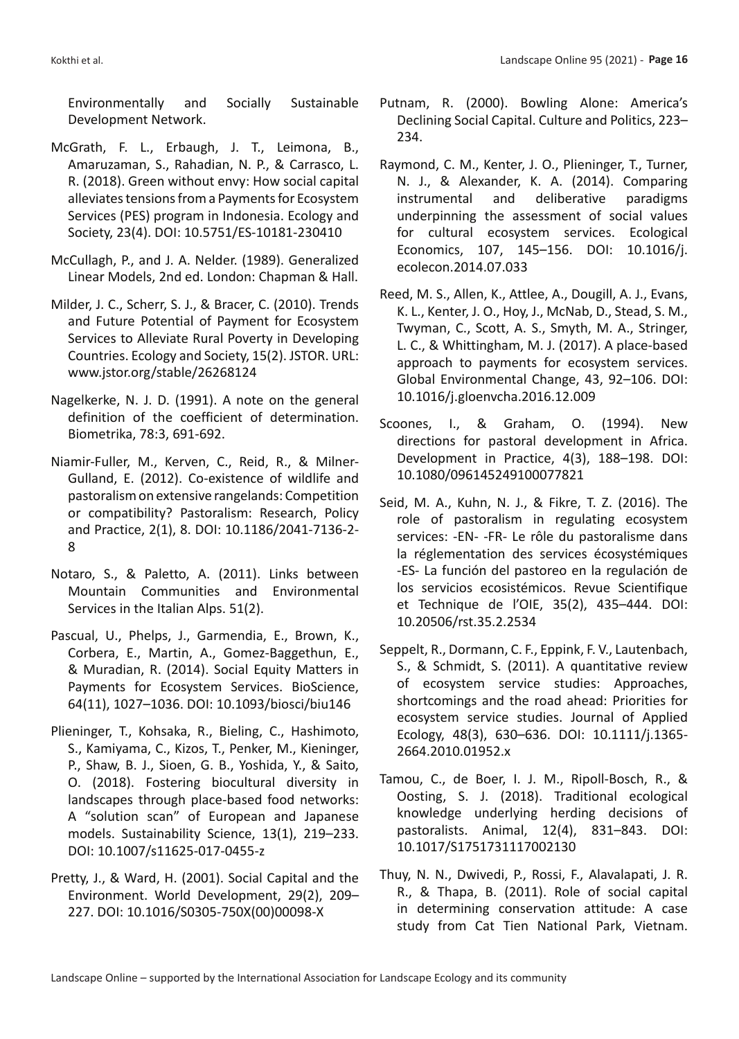Environmentally and Socially Sustainable Development Network.

McGrath, F. L., Erbaugh, J. T., Leimona, B., Amaruzaman, S., Rahadian, N. P., & Carrasco, L. R. (2018). Green without envy: How social capital alleviates tensions from a Payments for Ecosystem Services (PES) program in Indonesia. Ecology and Society, 23(4). DOI: 10.5751/ES-10181-230410

McCullagh, P., and J. A. Nelder. (1989). Generalized Linear Models, 2nd ed. London: Chapman & Hall.

Milder, J. C., Scherr, S. J., & Bracer, C. (2010). Trends and Future Potential of Payment for Ecosystem Services to Alleviate Rural Poverty in Developing Countries. Ecology and Society, 15(2). JSTOR. URL: www.jstor.org/stable/26268124

Nagelkerke, N. J. D. (1991). A note on the general definition of the coefficient of determination. Biometrika, 78:3, 691-692.

Niamir-Fuller, M., Kerven, C., Reid, R., & Milner-Gulland, E. (2012). Co-existence of wildlife and pastoralism on extensive rangelands: Competition or compatibility? Pastoralism: Research, Policy and Practice, 2(1), 8. DOI: 10.1186/2041-7136-2-8

Notaro, S., & Paletto, A. (2011). Links between Mountain Communities and Environmental Services in the Italian Alps. 51(2).

Pascual, U., Phelps, J., Garmendia, E., Brown, K., Corbera, E., Martin, A., Gomez-Baggethun, E., & Muradian, R. (2014). Social Equity Matters in Payments for Ecosystem Services. BioScience, 64(11), 1027–1036. DOI: 10.1093/biosci/biu146

Plieninger, T., Kohsaka, R., Bieling, C., Hashimoto, S., Kamiyama, C., Kizos, T., Penker, M., Kieninger, P., Shaw, B. J., Sioen, G. B., Yoshida, Y., & Saito, O. (2018). Fostering biocultural diversity in landscapes through place-based food networks: A "solution scan" of European and Japanese models. Sustainability Science, 13(1), 219–233. DOI: 10.1007/s11625-017-0455-z

Pretty, J., & Ward, H. (2001). Social Capital and the Environment. World Development, 29(2), 209–227. DOI: 10.1016/S0305-750X(00)00098-X

Putnam, R. (2000). Bowling Alone: America's Declining Social Capital. Culture and Politics, 223–234.

Raymond, C. M., Kenter, J. O., Plieninger, T., Turner, N. J., & Alexander, K. A. (2014). Comparing instrumental and deliberative paradigms underpinning the assessment of social values for cultural ecosystem services. Ecological Economics, 107, 145–156. DOI: 10.1016/j.ecolecon.2014.07.033

Reed, M. S., Allen, K., Attlee, A., Dougill, A. J., Evans, K. L., Kenter, J. O., Hoy, J., McNab, D., Stead, S. M., Twyman, C., Scott, A. S., Smyth, M. A., Stringer, L. C., & Whittingham, M. J. (2017). A place-based approach to payments for ecosystem services. Global Environmental Change, 43, 92–106. DOI: 10.1016/j.gloenvcha.2016.12.009

Scoones, I., & Graham, O. (1994). New directions for pastoral development in Africa. Development in Practice, 4(3), 188–198. DOI: 10.1080/096145249100077821

Seid, M. A., Kuhn, N. J., & Fikre, T. Z. (2016). The role of pastoralism in regulating ecosystem services: -EN- -FR- Le rôle du pastoralisme dans la réglementation des services écosystémiques -ES- La función del pastoreo en la regulación de los servicios ecosistémicos. Revue Scientifique et Technique de l'OIE, 35(2), 435–444. DOI: 10.20506/rst.35.2.2534

Seppelt, R., Dormann, C. F., Eppink, F. V., Lautenbach, S., & Schmidt, S. (2011). A quantitative review of ecosystem service studies: Approaches, shortcomings and the road ahead: Priorities for ecosystem service studies. Journal of Applied Ecology, 48(3), 630–636. DOI: 10.1111/j.1365-2664.2010.01952.x

Tamou, C., de Boer, I. J. M., Ripoll-Bosch, R., & Oosting, S. J. (2018). Traditional ecological knowledge underlying herding decisions of pastoralists. Animal, 12(4), 831–843. DOI: 10.1017/S1751731117002130

Thuy, N. N., Dwivedi, P., Rossi, F., Alavalapati, J. R. R., & Thapa, B. (2011). Role of social capital in determining conservation attitude: A case study from Cat Tien National Park, Vietnam.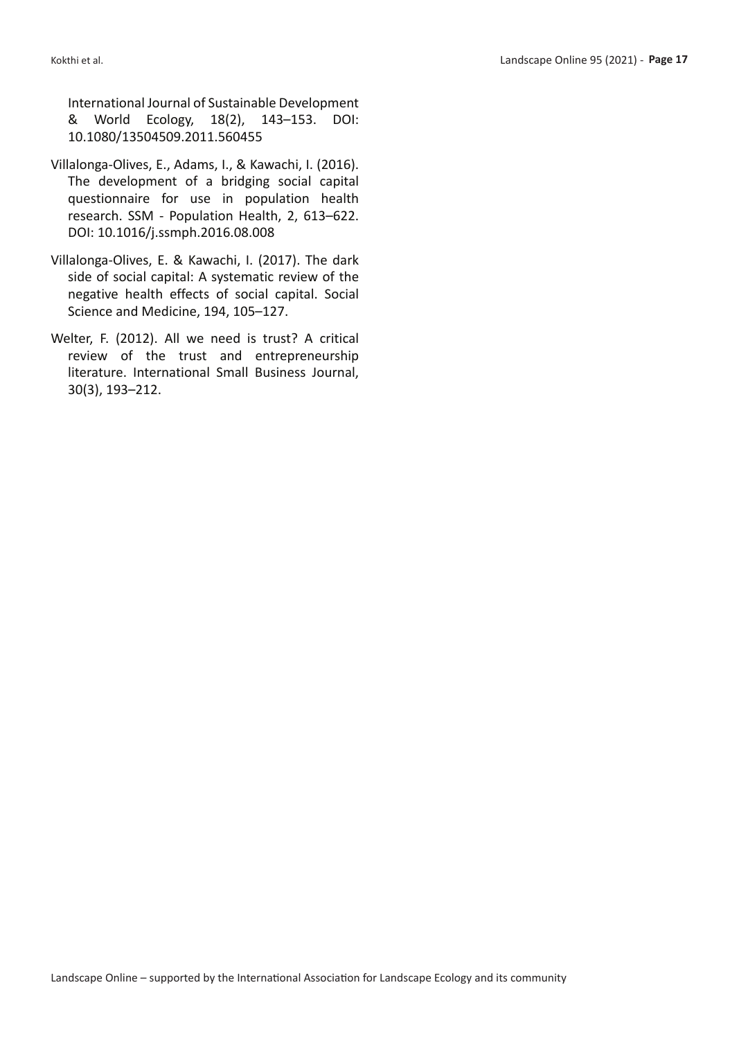International Journal of Sustainable Development & World Ecology, 18(2), 143–153. DOI: 10.1080/13504509.2011.560455

Villalonga-Olives, E., Adams, I., & Kawachi, I. (2016). The development of a bridging social capital questionnaire for use in population health research. SSM - Population Health, 2, 613–622. DOI: 10.1016/j.ssmph.2016.08.008

Villalonga-Olives, E. & Kawachi, I. (2017). The dark side of social capital: A systematic review of the negative health effects of social capital. Social Science and Medicine, 194, 105–127.

Welter, F. (2012). All we need is trust? A critical review of the trust and entrepreneurship literature. International Small Business Journal, 30(3), 193–212.